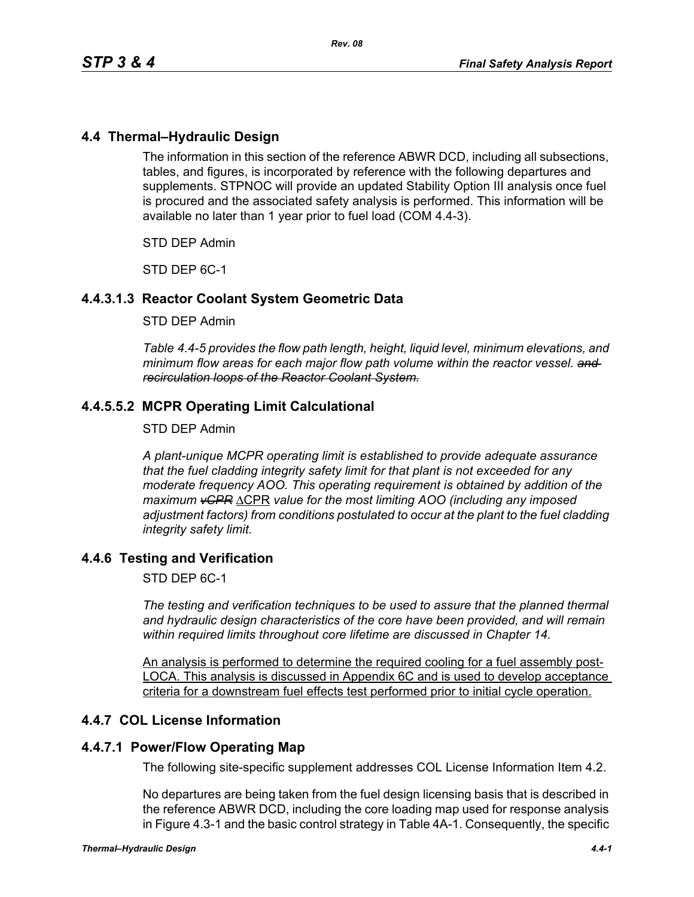## 4.4 Thermal–Hydraulic Design

The information in this section of the reference ABWR DCD, including all subsections, tables, and figures, is incorporated by reference with the following departures and supplements. STPNOC will provide an updated Stability Option III analysis once fuel is procured and the associated safety analysis is performed. This information will be available no later than 1 year prior to fuel load (COM 4.4-3).

STD DEP Admin

STD DEP 6C-1

### 4.4.3.1.3 Reactor Coolant System Geometric Data

STD DEP Admin

*Table 4.4-5 provides the flow path length, height, liquid level, minimum elevations, and minimum flow areas for each major flow path volume within the reactor vessel. ~~and recirculation loops of the Reactor Coolant System.~~*

### 4.4.5.5.2 MCPR Operating Limit Calculational

STD DEP Admin

*A plant-unique MCPR operating limit is established to provide adequate assurance that the fuel cladding integrity safety limit for that plant is not exceeded for any moderate frequency AOO. This operating requirement is obtained by addition of the maximum ~~vCPR~~* <u>ΔCPR</u> *value for the most limiting AOO (including any imposed adjustment factors) from conditions postulated to occur at the plant to the fuel cladding integrity safety limit.*

### 4.4.6 Testing and Verification

STD DEP 6C-1

*The testing and verification techniques to be used to assure that the planned thermal and hydraulic design characteristics of the core have been provided, and will remain within required limits throughout core lifetime are discussed in Chapter 14.*

<u>An analysis is performed to determine the required cooling for a fuel assembly post-LOCA. This analysis is discussed in Appendix 6C and is used to develop acceptance criteria for a downstream fuel effects test performed prior to initial cycle operation.</u>

### 4.4.7 COL License Information

### 4.4.7.1 Power/Flow Operating Map

The following site-specific supplement addresses COL License Information Item 4.2.

No departures are being taken from the fuel design licensing basis that is described in the reference ABWR DCD, including the core loading map used for response analysis in Figure 4.3-1 and the basic control strategy in Table 4A-1. Consequently, the specific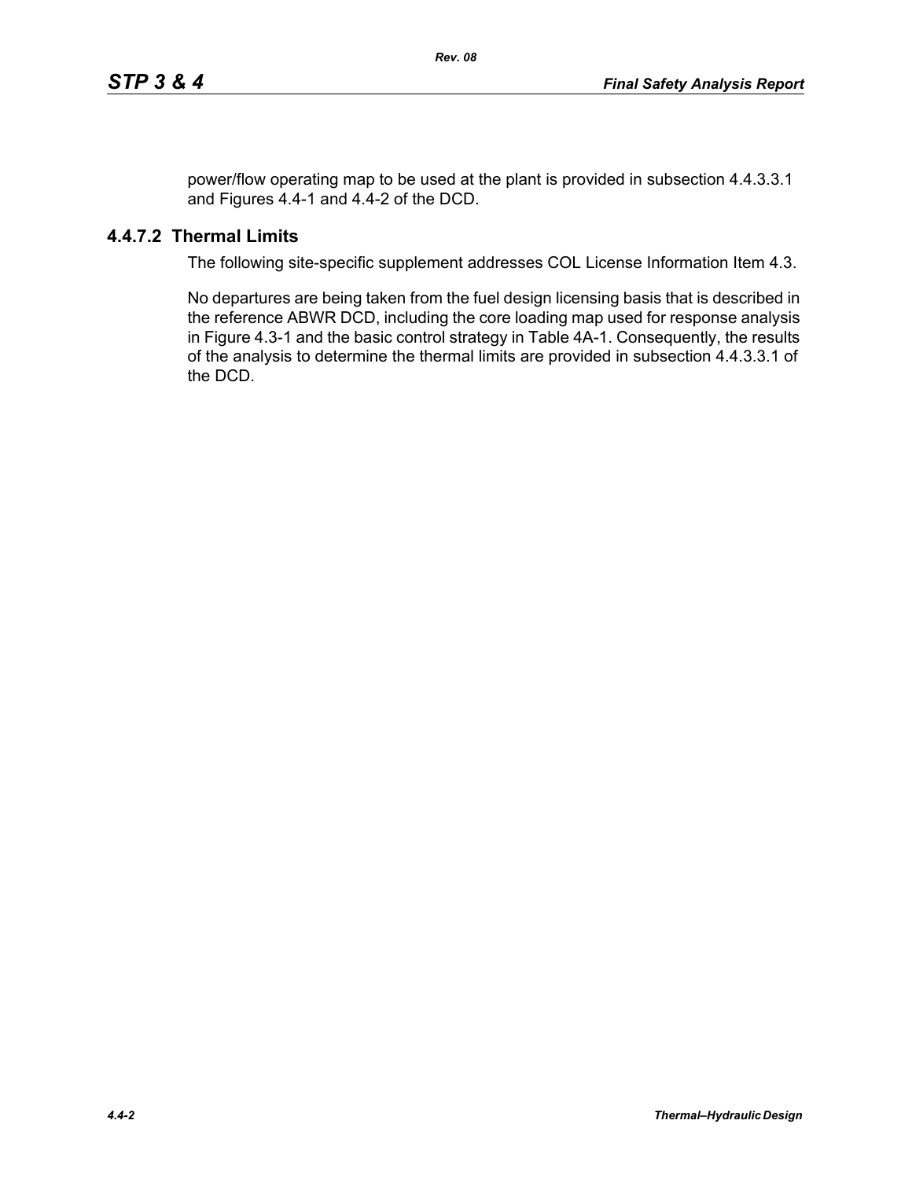power/flow operating map to be used at the plant is provided in subsection 4.4.3.3.1 and Figures 4.4-1 and 4.4-2 of the DCD.

### 4.4.7.2 Thermal Limits

The following site-specific supplement addresses COL License Information Item 4.3.

No departures are being taken from the fuel design licensing basis that is described in the reference ABWR DCD, including the core loading map used for response analysis in Figure 4.3-1 and the basic control strategy in Table 4A-1. Consequently, the results of the analysis to determine the thermal limits are provided in subsection 4.4.3.3.1 of the DCD.